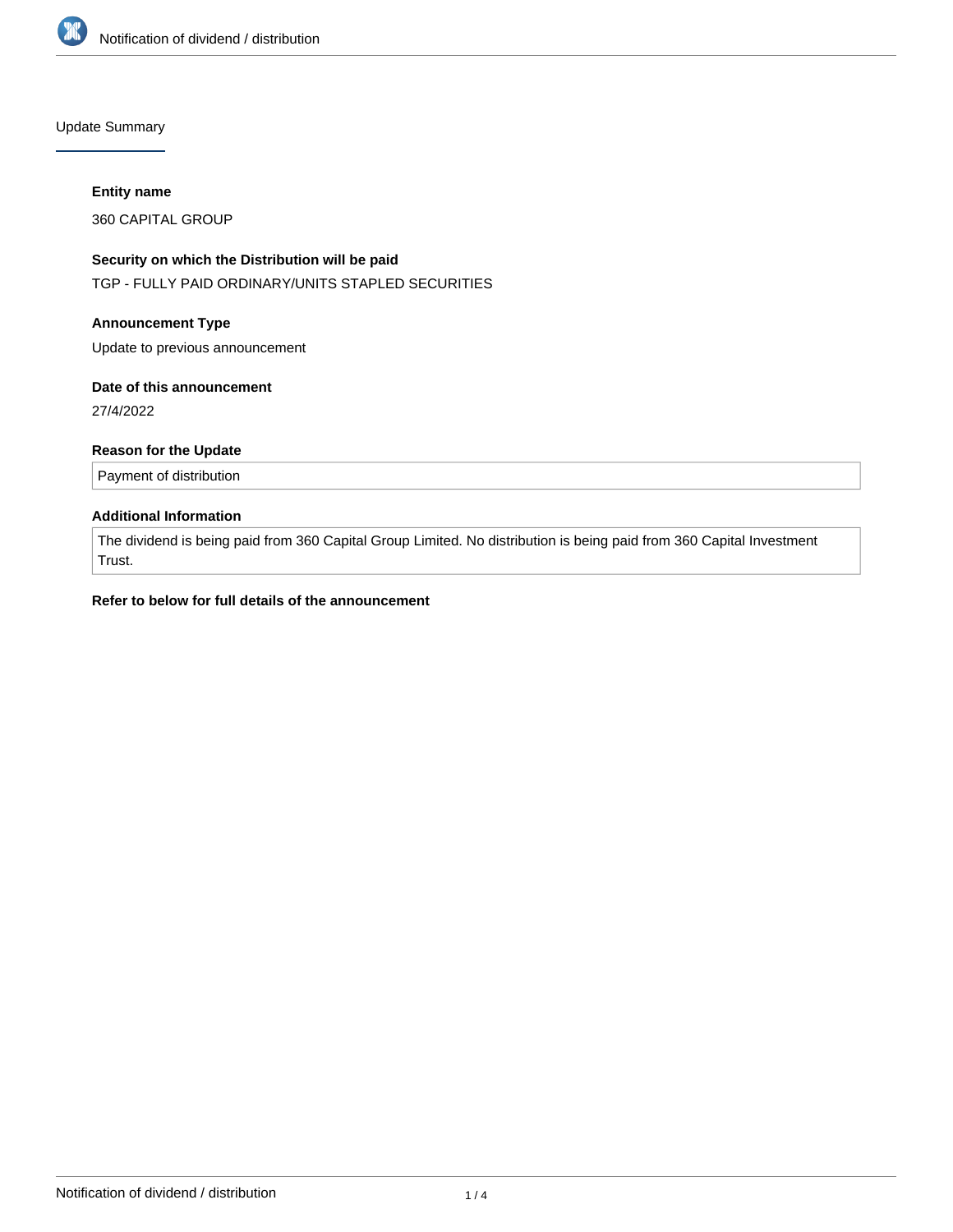## Update Summary

**Entity name**

360 CAPITAL GROUP

**Security on which the Distribution will be paid**

TGP - FULLY PAID ORDINARY/UNITS STAPLED SECURITIES

**Announcement Type**

Update to previous announcement

**Date of this announcement**

27/4/2022

**Reason for the Update**

Payment of distribution

**Additional Information**

The dividend is being paid from 360 Capital Group Limited. No distribution is being paid from 360 Capital Investment Trust.

**Refer to below for full details of the announcement**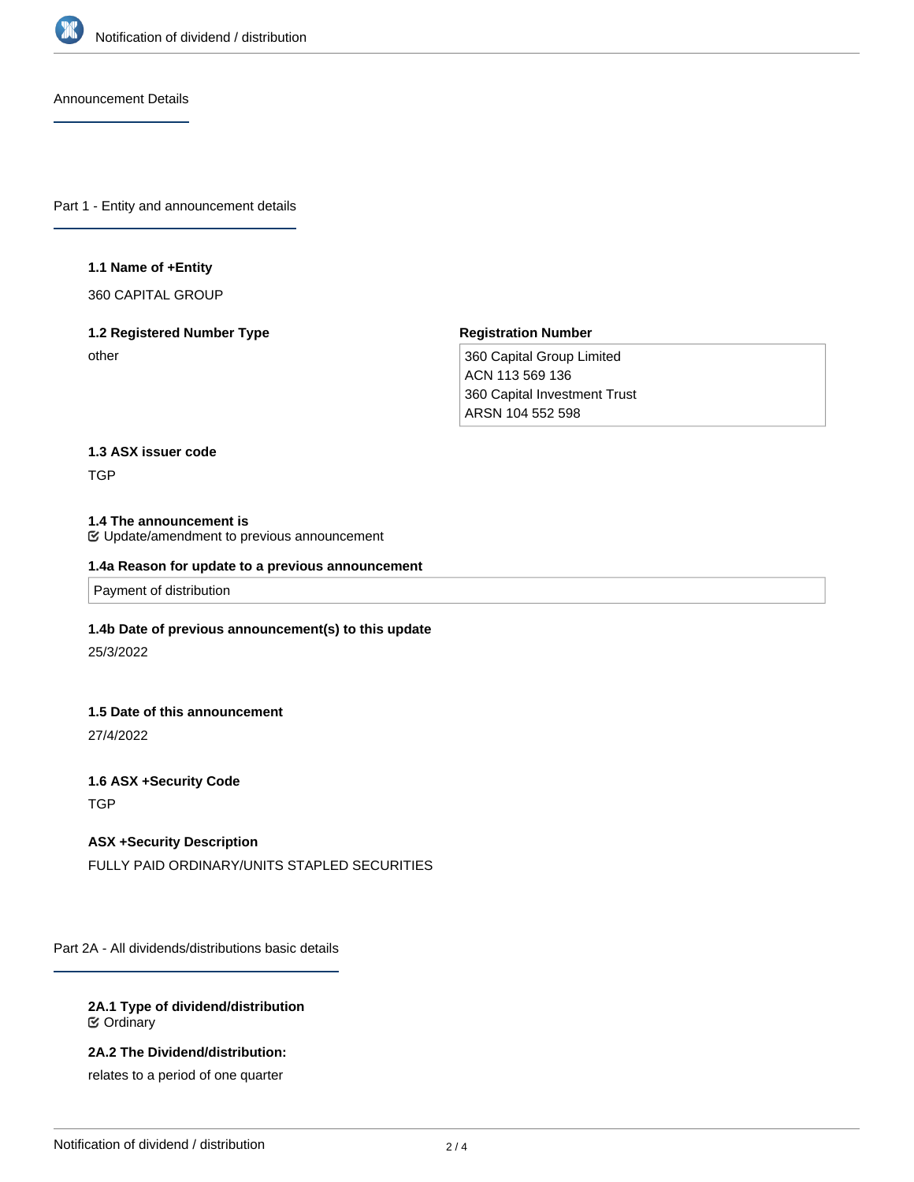Announcement Details

## Part 1 - Entity and announcement details

**1.1 Name of +Entity**

360 CAPITAL GROUP

**1.2 Registered Number Type**

other

**Registration Number**

360 Capital Group Limited
ACN 113 569 136
360 Capital Investment Trust
ARSN 104 552 598

**1.3 ASX issuer code**

TGP

**1.4 The announcement is**

Update/amendment to previous announcement

**1.4a Reason for update to a previous announcement**

Payment of distribution

**1.4b Date of previous announcement(s) to this update**

25/3/2022

**1.5 Date of this announcement**

27/4/2022

**1.6 ASX +Security Code**

TGP

**ASX +Security Description**

FULLY PAID ORDINARY/UNITS STAPLED SECURITIES

## Part 2A - All dividends/distributions basic details

**2A.1 Type of dividend/distribution**

Ordinary

**2A.2 The Dividend/distribution:**

relates to a period of one quarter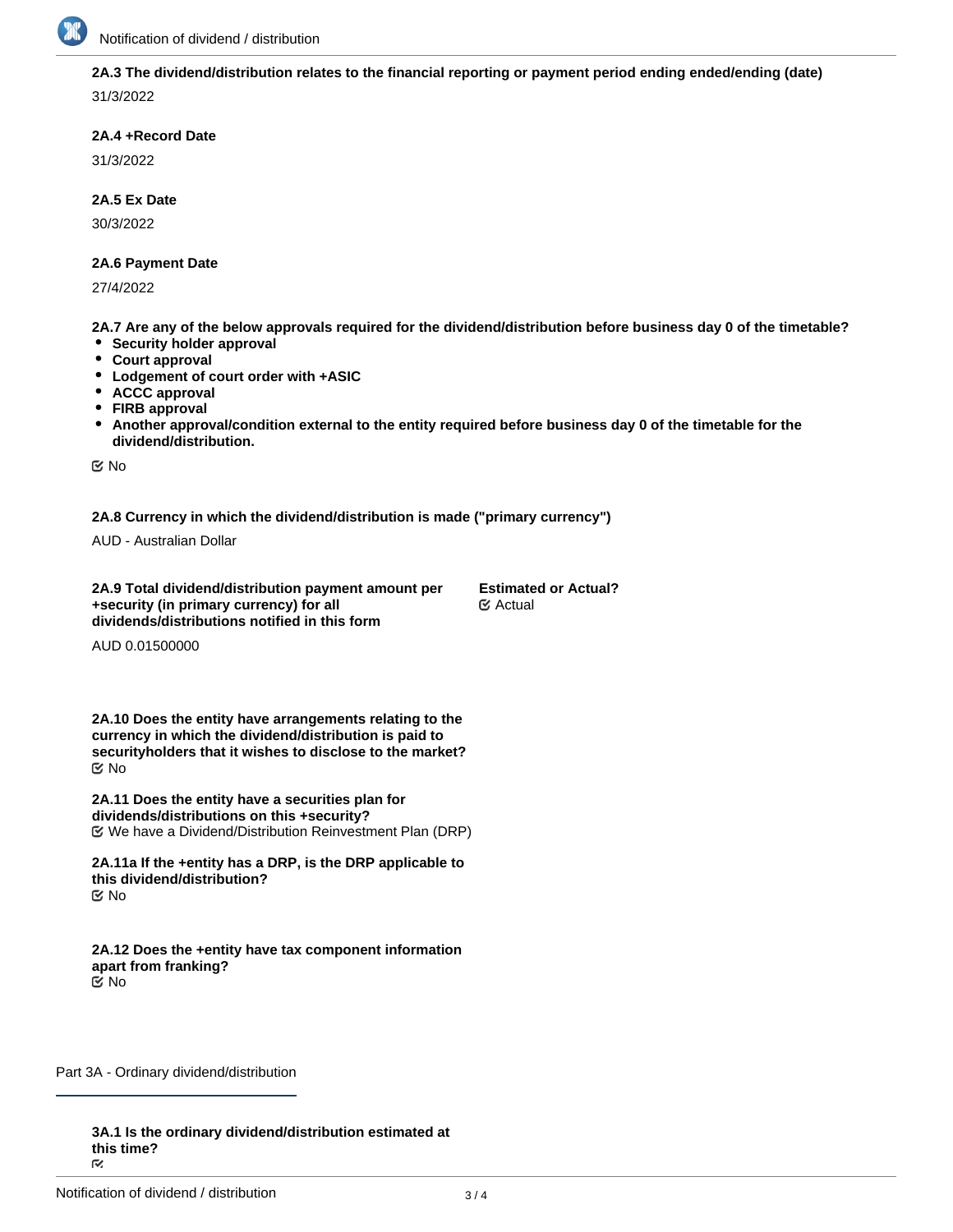**2A.3 The dividend/distribution relates to the financial reporting or payment period ending ended/ending (date)**

31/3/2022

**2A.4 +Record Date**

31/3/2022

**2A.5 Ex Date**

30/3/2022

**2A.6 Payment Date**

27/4/2022

**2A.7 Are any of the below approvals required for the dividend/distribution before business day 0 of the timetable?**

- **Security holder approval**
- **Court approval**
- **Lodgement of court order with +ASIC**
- **ACCC approval**
- **FIRB approval**
- **Another approval/condition external to the entity required before business day 0 of the timetable for the dividend/distribution.**

No

**2A.8 Currency in which the dividend/distribution is made ("primary currency")**

AUD - Australian Dollar

**2A.9 Total dividend/distribution payment amount per +security (in primary currency) for all dividends/distributions notified in this form**

AUD 0.01500000

**Estimated or Actual?**

Actual

**2A.10 Does the entity have arrangements relating to the currency in which the dividend/distribution is paid to securityholders that it wishes to disclose to the market?**

No

**2A.11 Does the entity have a securities plan for dividends/distributions on this +security?**

We have a Dividend/Distribution Reinvestment Plan (DRP)

**2A.11a If the +entity has a DRP, is the DRP applicable to this dividend/distribution?**

No

**2A.12 Does the +entity have tax component information apart from franking?**

No

## Part 3A - Ordinary dividend/distribution

**3A.1 Is the ordinary dividend/distribution estimated at this time?**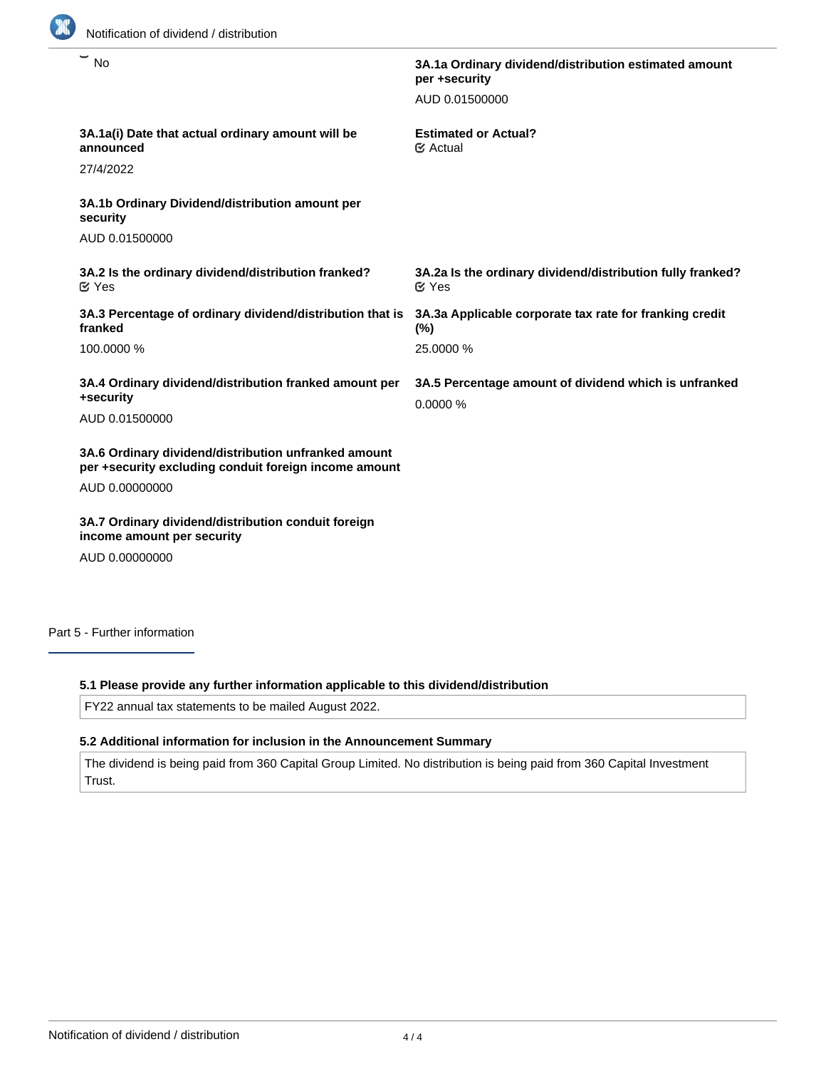No

**3A.1a Ordinary dividend/distribution estimated amount per +security**

AUD 0.01500000

**3A.1a(i) Date that actual ordinary amount will be announced**

27/4/2022

**Estimated or Actual?**

Actual

**3A.1b Ordinary Dividend/distribution amount per security**

AUD 0.01500000

**3A.2 Is the ordinary dividend/distribution franked?**

Yes

**3A.2a Is the ordinary dividend/distribution fully franked?**

Yes

**3A.3 Percentage of ordinary dividend/distribution that is franked**

100.0000 %

**3A.3a Applicable corporate tax rate for franking credit (%)**

25.0000 %

**3A.4 Ordinary dividend/distribution franked amount per +security**

AUD 0.01500000

**3A.5 Percentage amount of dividend which is unfranked**

0.0000 %

**3A.6 Ordinary dividend/distribution unfranked amount per +security excluding conduit foreign income amount**

AUD 0.00000000

**3A.7 Ordinary dividend/distribution conduit foreign income amount per security**

AUD 0.00000000

## Part 5 - Further information

**5.1 Please provide any further information applicable to this dividend/distribution**

FY22 annual tax statements to be mailed August 2022.

**5.2 Additional information for inclusion in the Announcement Summary**

The dividend is being paid from 360 Capital Group Limited. No distribution is being paid from 360 Capital Investment Trust.